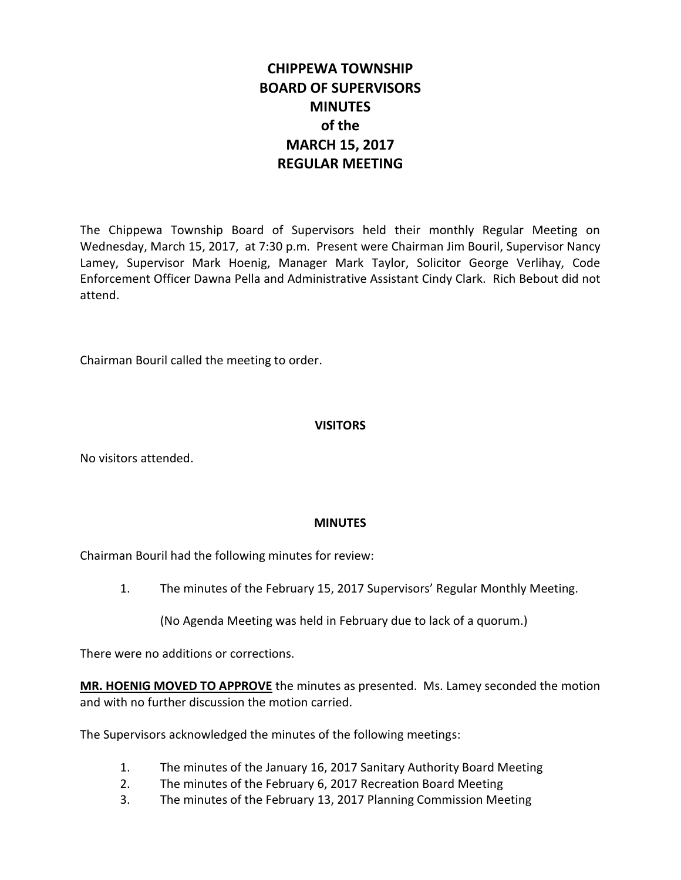# CHIPPEWA TOWNSHIP BOARD OF SUPERVISORS MINUTES of the MARCH 15, 2017 REGULAR MEETING

The Chippewa Township Board of Supervisors held their monthly Regular Meeting on Wednesday, March 15, 2017, at 7:30 p.m. Present were Chairman Jim Bouril, Supervisor Nancy Lamey, Supervisor Mark Hoenig, Manager Mark Taylor, Solicitor George Verlihay, Code Enforcement Officer Dawna Pella and Administrative Assistant Cindy Clark. Rich Bebout did not attend.

Chairman Bouril called the meeting to order.

## VISITORS

No visitors attended.

## MINUTES

Chairman Bouril had the following minutes for review:

1. The minutes of the February 15, 2017 Supervisors' Regular Monthly Meeting.

   (No Agenda Meeting was held in February due to lack of a quorum.)

There were no additions or corrections.

**MR. HOENIG MOVED TO APPROVE** the minutes as presented. Ms. Lamey seconded the motion and with no further discussion the motion carried.

The Supervisors acknowledged the minutes of the following meetings:

1. The minutes of the January 16, 2017 Sanitary Authority Board Meeting
2. The minutes of the February 6, 2017 Recreation Board Meeting
3. The minutes of the February 13, 2017 Planning Commission Meeting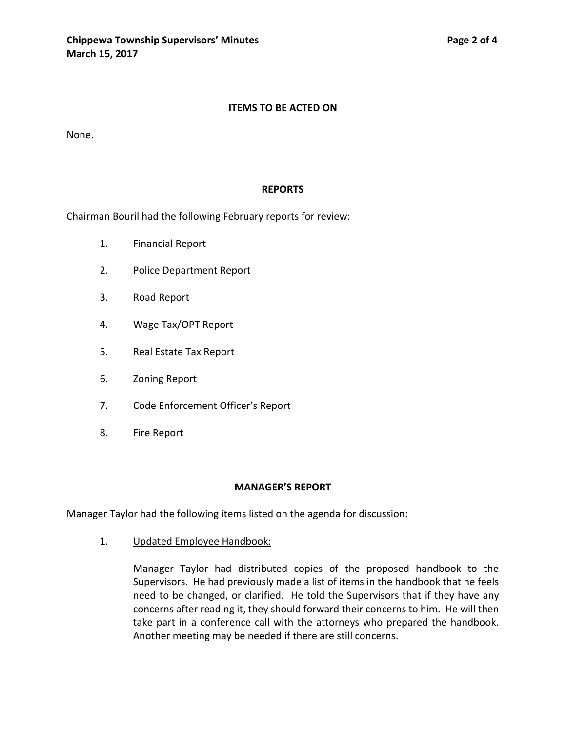## ITEMS TO BE ACTED ON

None.

## REPORTS

Chairman Bouril had the following February reports for review:

1. Financial Report
2. Police Department Report
3. Road Report
4. Wage Tax/OPT Report
5. Real Estate Tax Report
6. Zoning Report
7. Code Enforcement Officer's Report
8. Fire Report

## MANAGER'S REPORT

Manager Taylor had the following items listed on the agenda for discussion:

1. <u>Updated Employee Handbook:</u>

   Manager Taylor had distributed copies of the proposed handbook to the Supervisors. He had previously made a list of items in the handbook that he feels need to be changed, or clarified. He told the Supervisors that if they have any concerns after reading it, they should forward their concerns to him. He will then take part in a conference call with the attorneys who prepared the handbook. Another meeting may be needed if there are still concerns.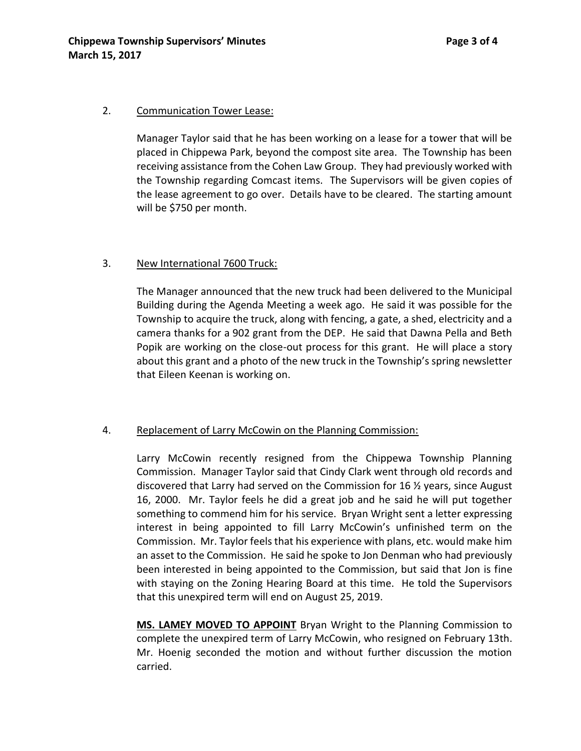2. Communication Tower Lease:

Manager Taylor said that he has been working on a lease for a tower that will be placed in Chippewa Park, beyond the compost site area. The Township has been receiving assistance from the Cohen Law Group. They had previously worked with the Township regarding Comcast items. The Supervisors will be given copies of the lease agreement to go over. Details have to be cleared. The starting amount will be $750 per month.

3. New International 7600 Truck:

The Manager announced that the new truck had been delivered to the Municipal Building during the Agenda Meeting a week ago. He said it was possible for the Township to acquire the truck, along with fencing, a gate, a shed, electricity and a camera thanks for a 902 grant from the DEP. He said that Dawna Pella and Beth Popik are working on the close-out process for this grant. He will place a story about this grant and a photo of the new truck in the Township's spring newsletter that Eileen Keenan is working on.

4. Replacement of Larry McCowin on the Planning Commission:

Larry McCowin recently resigned from the Chippewa Township Planning Commission. Manager Taylor said that Cindy Clark went through old records and discovered that Larry had served on the Commission for 16 ½ years, since August 16, 2000. Mr. Taylor feels he did a great job and he said he will put together something to commend him for his service. Bryan Wright sent a letter expressing interest in being appointed to fill Larry McCowin's unfinished term on the Commission. Mr. Taylor feels that his experience with plans, etc. would make him an asset to the Commission. He said he spoke to Jon Denman who had previously been interested in being appointed to the Commission, but said that Jon is fine with staying on the Zoning Hearing Board at this time. He told the Supervisors that this unexpired term will end on August 25, 2019.

**MS. LAMEY MOVED TO APPOINT** Bryan Wright to the Planning Commission to complete the unexpired term of Larry McCowin, who resigned on February 13th. Mr. Hoenig seconded the motion and without further discussion the motion carried.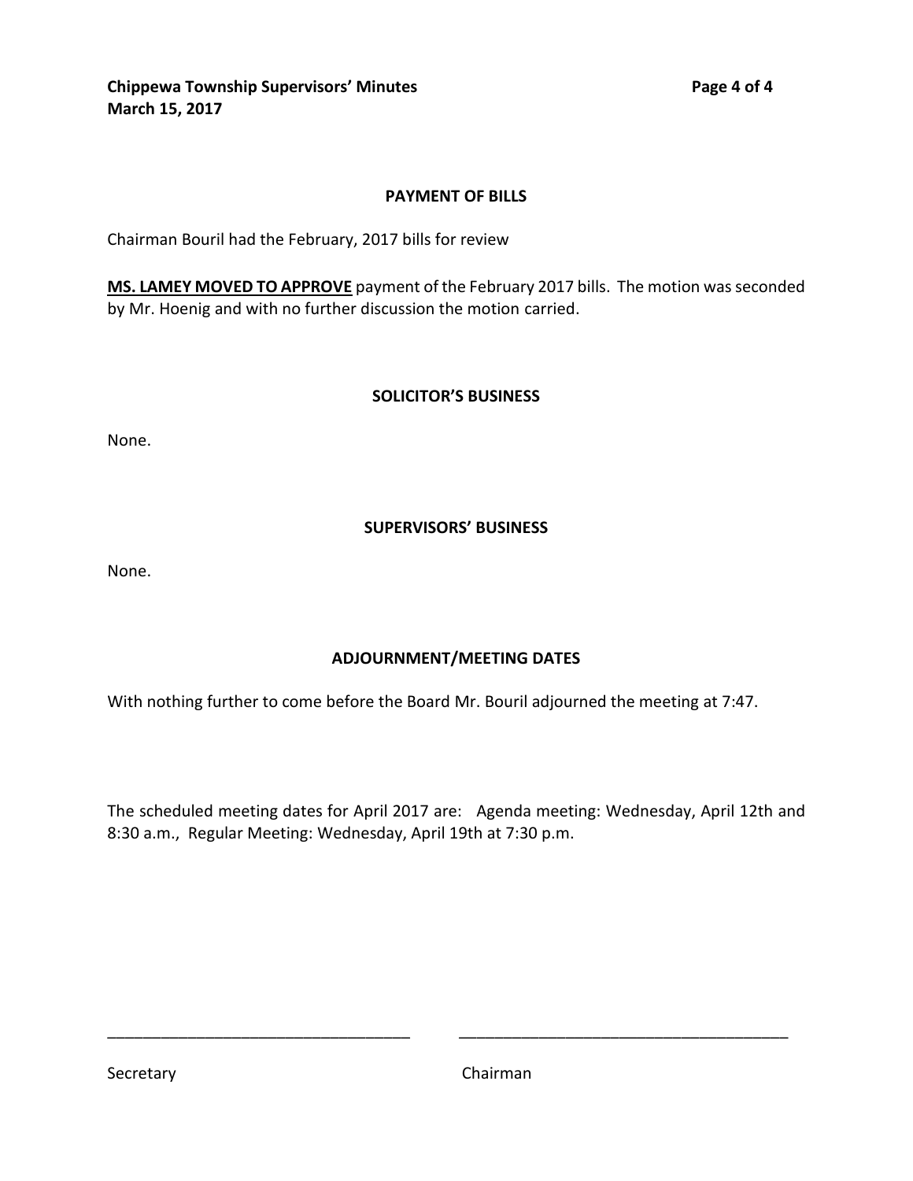## PAYMENT OF BILLS

Chairman Bouril had the February, 2017 bills for review

**MS. LAMEY MOVED TO APPROVE** payment of the February 2017 bills. The motion was seconded by Mr. Hoenig and with no further discussion the motion carried.

## SOLICITOR'S BUSINESS

None.

## SUPERVISORS' BUSINESS

None.

## ADJOURNMENT/MEETING DATES

With nothing further to come before the Board Mr. Bouril adjourned the meeting at 7:47.

The scheduled meeting dates for April 2017 are: Agenda meeting: Wednesday, April 12th and 8:30 a.m., Regular Meeting: Wednesday, April 19th at 7:30 p.m.

\_\_\_\_\_\_\_\_\_\_\_\_\_\_\_\_\_\_\_\_\_\_\_\_\_\_\_\_\_\_\_\_\_\_\_ \_\_\_\_\_\_\_\_\_\_\_\_\_\_\_\_\_\_\_\_\_\_\_\_\_\_\_\_\_\_\_\_\_\_\_\_\_\_

Secretary Chairman